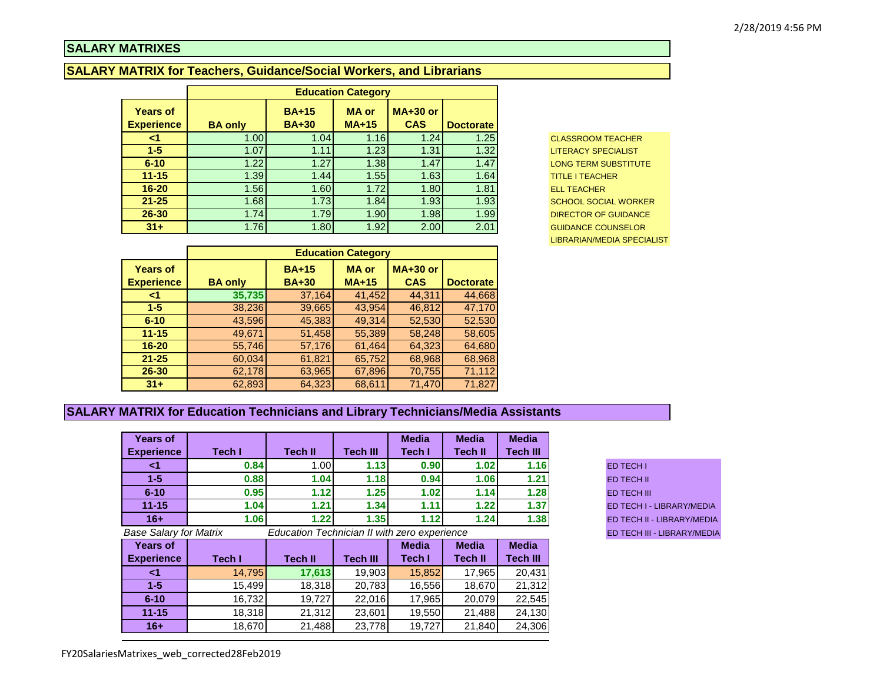## SALARY MATRIXES

### SALARY MATRIX for Teachers, Guidance/Social Workers, and Librarians

| Years of Experience | Education Category | | | | |
|---|---|---|---|---|---|
| | BA only | BA+15 BA+30 | MA or MA+15 | MA+30 or CAS | Doctorate |
| <1 | 1.00 | 1.04 | 1.16 | 1.24 | 1.25 |
| 1-5 | 1.07 | 1.11 | 1.23 | 1.31 | 1.32 |
| 6-10 | 1.22 | 1.27 | 1.38 | 1.47 | 1.47 |
| 11-15 | 1.39 | 1.44 | 1.55 | 1.63 | 1.64 |
| 16-20 | 1.56 | 1.60 | 1.72 | 1.80 | 1.81 |
| 21-25 | 1.68 | 1.73 | 1.84 | 1.93 | 1.93 |
| 26-30 | 1.74 | 1.79 | 1.90 | 1.98 | 1.99 |
| 31+ | 1.76 | 1.80 | 1.92 | 2.00 | 2.01 |

CLASSROOM TEACHER
LITERACY SPECIALIST
LONG TERM SUBSTITUTE
TITLE I TEACHER
ELL TEACHER
SCHOOL SOCIAL WORKER
DIRECTOR OF GUIDANCE
GUIDANCE COUNSELOR
LIBRARIAN/MEDIA SPECIALIST

| Years of Experience | Education Category | | | | |
|---|---|---|---|---|---|
| | BA only | BA+15 BA+30 | MA or MA+15 | MA+30 or CAS | Doctorate |
| <1 | 35,735 | 37,164 | 41,452 | 44,311 | 44,668 |
| 1-5 | 38,236 | 39,665 | 43,954 | 46,812 | 47,170 |
| 6-10 | 43,596 | 45,383 | 49,314 | 52,530 | 52,530 |
| 11-15 | 49,671 | 51,458 | 55,389 | 58,248 | 58,605 |
| 16-20 | 55,746 | 57,176 | 61,464 | 64,323 | 64,680 |
| 21-25 | 60,034 | 61,821 | 65,752 | 68,968 | 68,968 |
| 26-30 | 62,178 | 63,965 | 67,896 | 70,755 | 71,112 |
| 31+ | 62,893 | 64,323 | 68,611 | 71,470 | 71,827 |

### SALARY MATRIX for Education Technicians and Library Technicians/Media Assistants

| Years of Experience | Tech I | Tech II | Tech III | Media Tech I | Media Tech II | Media Tech III |
|---|---|---|---|---|---|---|
| <1 | 0.84 | 1.00 | 1.13 | 0.90 | 1.02 | 1.16 |
| 1-5 | 0.88 | 1.04 | 1.18 | 0.94 | 1.06 | 1.21 |
| 6-10 | 0.95 | 1.12 | 1.25 | 1.02 | 1.14 | 1.28 |
| 11-15 | 1.04 | 1.21 | 1.34 | 1.11 | 1.22 | 1.37 |
| 16+ | 1.06 | 1.22 | 1.35 | 1.12 | 1.24 | 1.38 |

*Base Salary for Matrix* *Education Technician II with zero experience*

| Years of Experience | Tech I | Tech II | Tech III | Media Tech I | Media Tech II | Media Tech III |
|---|---|---|---|---|---|---|
| <1 | 14,795 | 17,613 | 19,903 | 15,852 | 17,965 | 20,431 |
| 1-5 | 15,499 | 18,318 | 20,783 | 16,556 | 18,670 | 21,312 |
| 6-10 | 16,732 | 19,727 | 22,016 | 17,965 | 20,079 | 22,545 |
| 11-15 | 18,318 | 21,312 | 23,601 | 19,550 | 21,488 | 24,130 |
| 16+ | 18,670 | 21,488 | 23,778 | 19,727 | 21,840 | 24,306 |

ED TECH I
ED TECH II
ED TECH III
ED TECH I - LIBRARY/MEDIA
ED TECH II - LIBRARY/MEDIA
ED TECH III - LIBRARY/MEDIA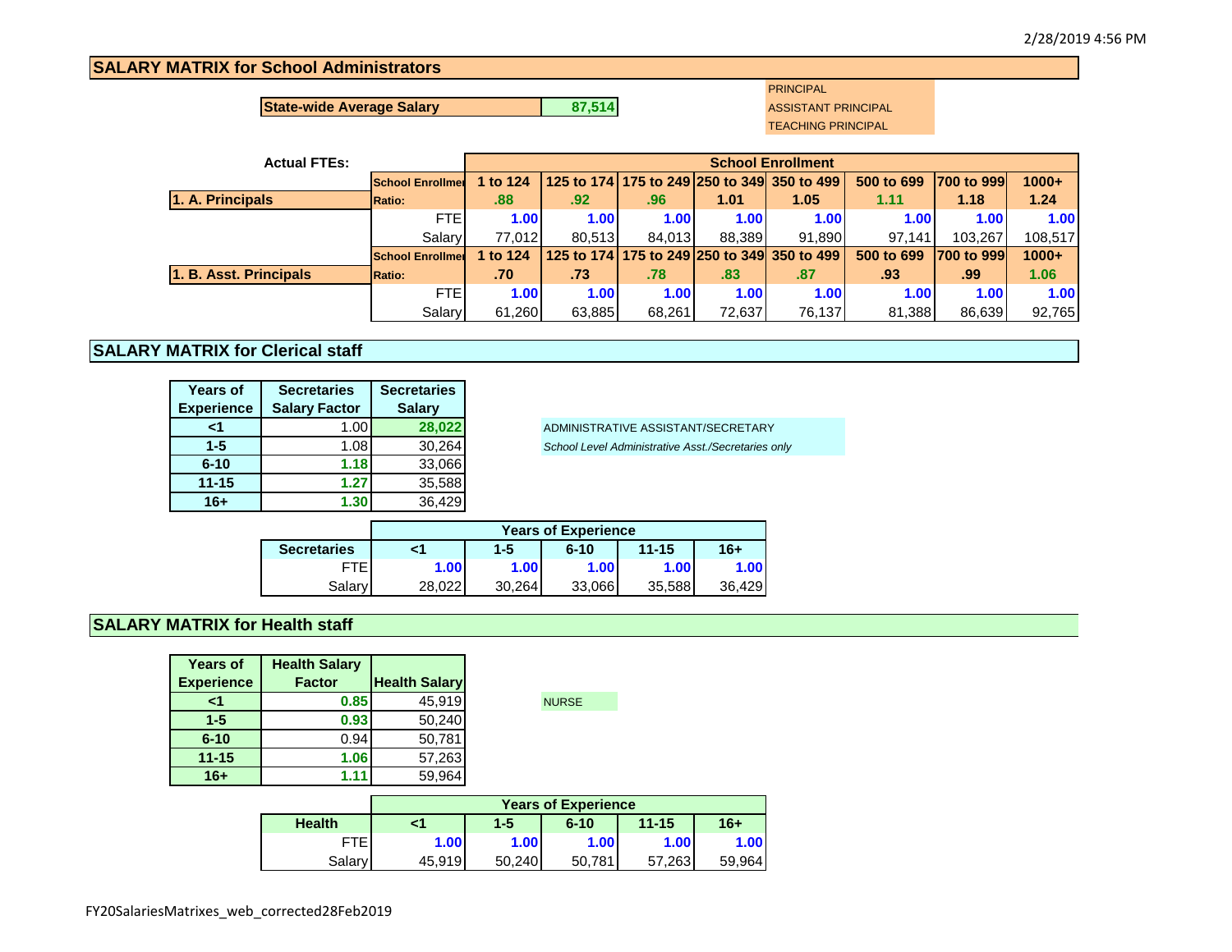## SALARY MATRIX for School Administrators

| State-wide Average Salary | 87,514 |
|---|---|

PRINCIPAL
ASSISTANT PRINCIPAL
TEACHING PRINCIPAL

| Actual FTEs: | | School Enrollment | | | | | | | |
|---|---|---|---|---|---|---|---|---|---|
| | School Enrollment | 1 to 124 | 125 to 174 | 175 to 249 | 250 to 349 | 350 to 499 | 500 to 699 | 700 to 999 | 1000+ |
| 1. A. Principals | Ratio: | .88 | .92 | .96 | 1.01 | 1.05 | 1.11 | 1.18 | 1.24 |
| | FTE | 1.00 | 1.00 | 1.00 | 1.00 | 1.00 | 1.00 | 1.00 | 1.00 |
| | Salary | 77,012 | 80,513 | 84,013 | 88,389 | 91,890 | 97,141 | 103,267 | 108,517 |
| | School Enrollment | 1 to 124 | 125 to 174 | 175 to 249 | 250 to 349 | 350 to 499 | 500 to 699 | 700 to 999 | 1000+ |
| 1. B. Asst. Principals | Ratio: | .70 | .73 | .78 | .83 | .87 | .93 | .99 | 1.06 |
| | FTE | 1.00 | 1.00 | 1.00 | 1.00 | 1.00 | 1.00 | 1.00 | 1.00 |
| | Salary | 61,260 | 63,885 | 68,261 | 72,637 | 76,137 | 81,388 | 86,639 | 92,765 |

## SALARY MATRIX for Clerical staff

| Years of Experience | Secretaries Salary Factor | Secretaries Salary |
|---|---|---|
| <1 | 1.00 | 28,022 |
| 1-5 | 1.08 | 30,264 |
| 6-10 | 1.18 | 33,066 |
| 11-15 | 1.27 | 35,588 |
| 16+ | 1.30 | 36,429 |

ADMINISTRATIVE ASSISTANT/SECRETARY
*School Level Administrative Asst./Secretaries only*

| | Years of Experience | | | | |
|---|---|---|---|---|---|
| Secretaries | <1 | 1-5 | 6-10 | 11-15 | 16+ |
| FTE | 1.00 | 1.00 | 1.00 | 1.00 | 1.00 |
| Salary | 28,022 | 30,264 | 33,066 | 35,588 | 36,429 |

## SALARY MATRIX for Health staff

| Years of Experience | Health Salary Factor | Health Salary |
|---|---|---|
| <1 | 0.85 | 45,919 |
| 1-5 | 0.93 | 50,240 |
| 6-10 | 0.94 | 50,781 |
| 11-15 | 1.06 | 57,263 |
| 16+ | 1.11 | 59,964 |

NURSE

| | Years of Experience | | | | |
|---|---|---|---|---|---|
| Health | <1 | 1-5 | 6-10 | 11-15 | 16+ |
| FTE | 1.00 | 1.00 | 1.00 | 1.00 | 1.00 |
| Salary | 45,919 | 50,240 | 50,781 | 57,263 | 59,964 |